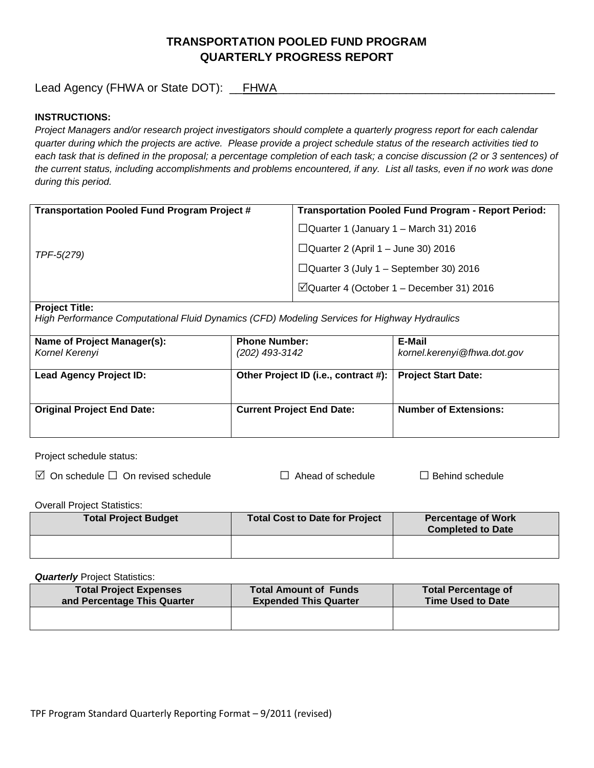# TRANSPORTATION POOLED FUND PROGRAM QUARTERLY PROGRESS REPORT

Lead Agency (FHWA or State DOT): __FHWA___________________________________________

**INSTRUCTIONS:**

*Project Managers and/or research project investigators should complete a quarterly progress report for each calendar quarter during which the projects are active. Please provide a project schedule status of the research activities tied to each task that is defined in the proposal; a percentage completion of each task; a concise discussion (2 or 3 sentences) of the current status, including accomplishments and problems encountered, if any. List all tasks, even if no work was done during this period.*

| **Transportation Pooled Fund Program Project #** | **Transportation Pooled Fund Program - Report Period:** |
|---|---|
| *TPF-5(279)* | ☐Quarter 1 (January 1 – March 31) 2016<br>☐Quarter 2 (April 1 – June 30) 2016<br>☐Quarter 3 (July 1 – September 30) 2016<br>☑Quarter 4 (October 1 – December 31) 2016 |

**Project Title:**
*High Performance Computational Fluid Dynamics (CFD) Modeling Services for Highway Hydraulics*

| **Name of Project Manager(s):** | **Phone Number:** | **E-Mail** |
|---|---|---|
| *Kornel Kerenyi* | *(202) 493-3142* | *kornel.kerenyi@fhwa.dot.gov* |
| **Lead Agency Project ID:** | **Other Project ID (i.e., contract #):** | **Project Start Date:** |
| | | |
| **Original Project End Date:** | **Current Project End Date:** | **Number of Extensions:** |
| | | |

Project schedule status:

☑ On schedule ☐ On revised schedule ☐ Ahead of schedule ☐ Behind schedule

Overall Project Statistics:

| Total Project Budget | Total Cost to Date for Project | Percentage of Work Completed to Date |
|---|---|---|
| | | |

***Quarterly*** Project Statistics:

| Total Project Expenses and Percentage This Quarter | Total Amount of Funds Expended This Quarter | Total Percentage of Time Used to Date |
|---|---|---|
| | | |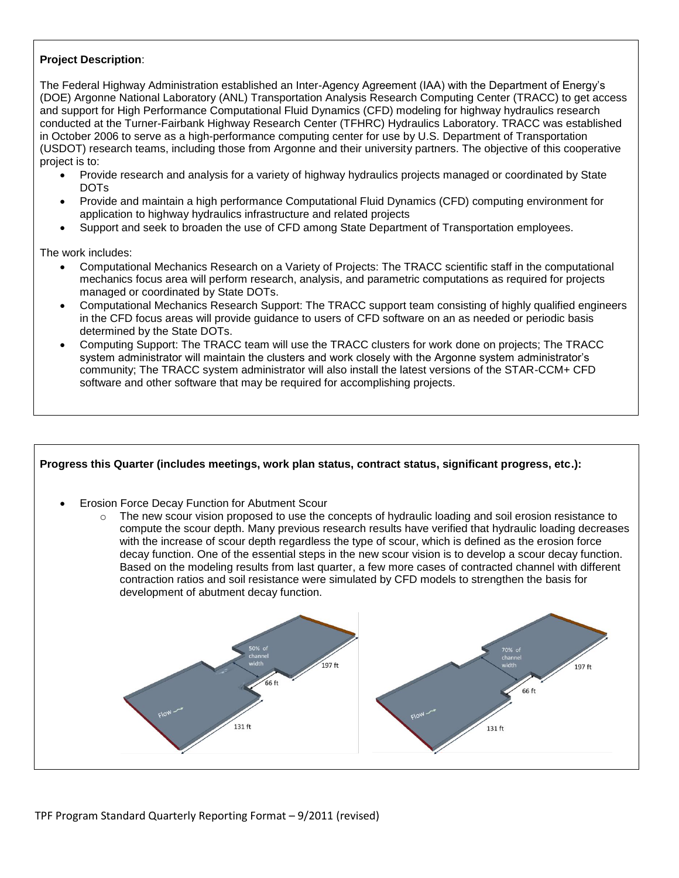**Project Description**:

The Federal Highway Administration established an Inter-Agency Agreement (IAA) with the Department of Energy's (DOE) Argonne National Laboratory (ANL) Transportation Analysis Research Computing Center (TRACC) to get access and support for High Performance Computational Fluid Dynamics (CFD) modeling for highway hydraulics research conducted at the Turner-Fairbank Highway Research Center (TFHRC) Hydraulics Laboratory. TRACC was established in October 2006 to serve as a high-performance computing center for use by U.S. Department of Transportation (USDOT) research teams, including those from Argonne and their university partners. The objective of this cooperative project is to:

- Provide research and analysis for a variety of highway hydraulics projects managed or coordinated by State DOTs
- Provide and maintain a high performance Computational Fluid Dynamics (CFD) computing environment for application to highway hydraulics infrastructure and related projects
- Support and seek to broaden the use of CFD among State Department of Transportation employees.

The work includes:

- Computational Mechanics Research on a Variety of Projects: The TRACC scientific staff in the computational mechanics focus area will perform research, analysis, and parametric computations as required for projects managed or coordinated by State DOTs.
- Computational Mechanics Research Support: The TRACC support team consisting of highly qualified engineers in the CFD focus areas will provide guidance to users of CFD software on an as needed or periodic basis determined by the State DOTs.
- Computing Support: The TRACC team will use the TRACC clusters for work done on projects; The TRACC system administrator will maintain the clusters and work closely with the Argonne system administrator's community; The TRACC system administrator will also install the latest versions of the STAR-CCM+ CFD software and other software that may be required for accomplishing projects.

**Progress this Quarter (includes meetings, work plan status, contract status, significant progress, etc.):**

- Erosion Force Decay Function for Abutment Scour
  - The new scour vision proposed to use the concepts of hydraulic loading and soil erosion resistance to compute the scour depth. Many previous research results have verified that hydraulic loading decreases with the increase of scour depth regardless the type of scour, which is defined as the erosion force decay function. One of the essential steps in the new scour vision is to develop a scour decay function. Based on the modeling results from last quarter, a few more cases of contracted channel with different contraction ratios and soil resistance were simulated by CFD models to strengthen the basis for development of abutment decay function.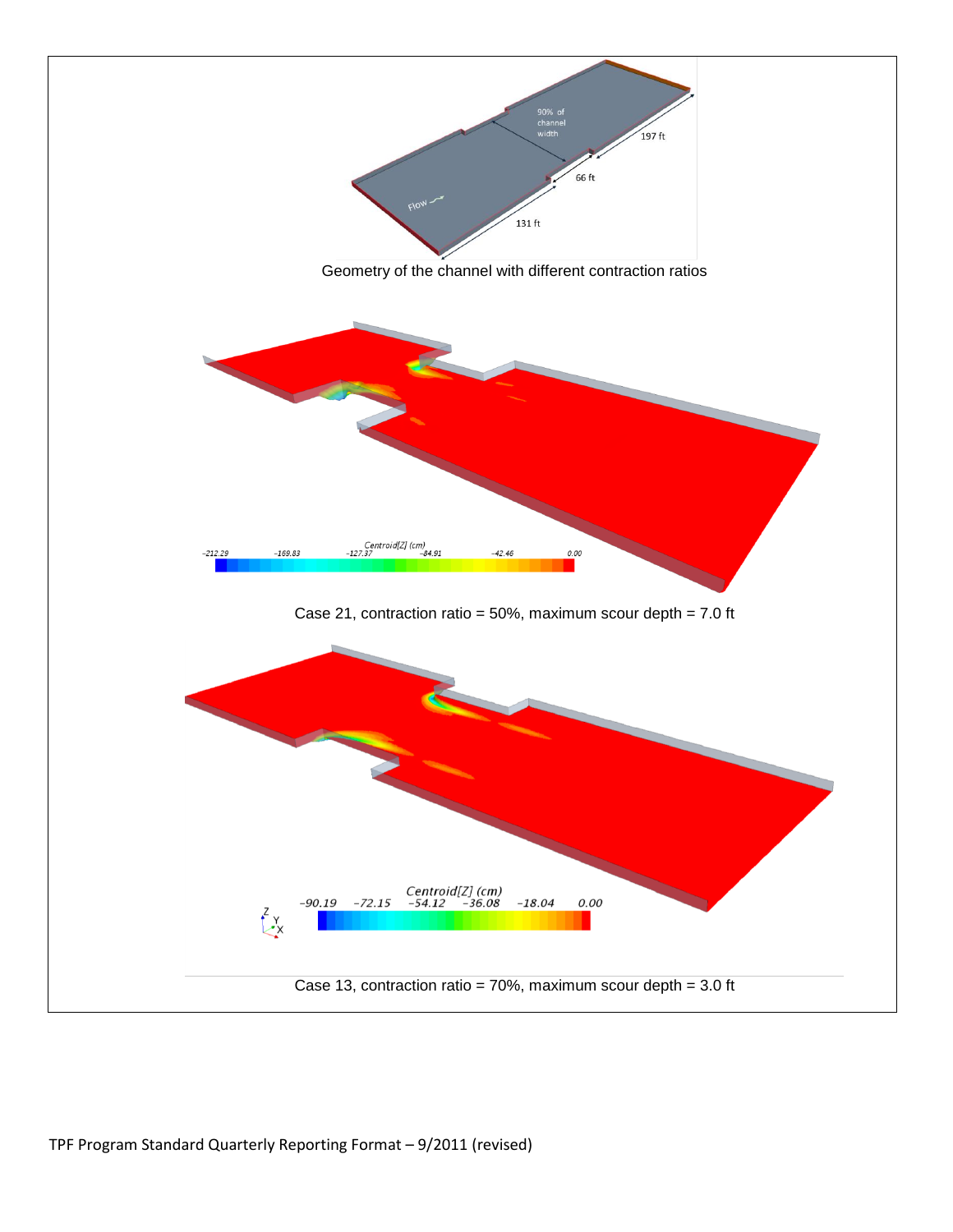Geometry of the channel with different contraction ratios

Case 21, contraction ratio = 50%, maximum scour depth = 7.0 ft

Case 13, contraction ratio = 70%, maximum scour depth = 3.0 ft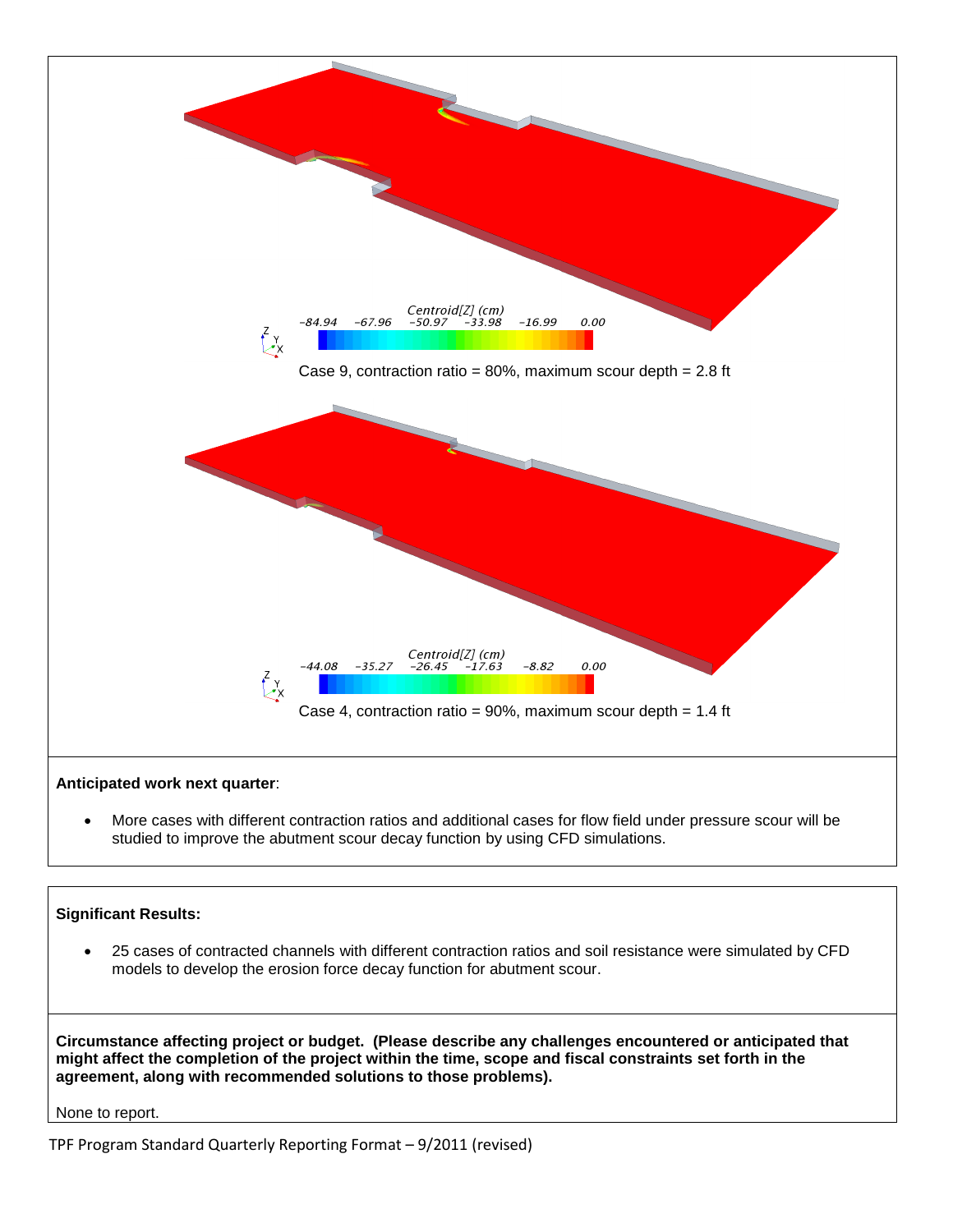Centroid[Z] (cm)

-84.94 -67.96 -50.97 -33.98 -16.99 0.00

Case 9, contraction ratio = 80%, maximum scour depth = 2.8 ft

Centroid[Z] (cm)

-44.08 -35.27 -26.45 -17.63 -8.82 0.00

Case 4, contraction ratio = 90%, maximum scour depth = 1.4 ft

**Anticipated work next quarter**:

- More cases with different contraction ratios and additional cases for flow field under pressure scour will be studied to improve the abutment scour decay function by using CFD simulations.

**Significant Results:**

- 25 cases of contracted channels with different contraction ratios and soil resistance were simulated by CFD models to develop the erosion force decay function for abutment scour.

**Circumstance affecting project or budget. (Please describe any challenges encountered or anticipated that might affect the completion of the project within the time, scope and fiscal constraints set forth in the agreement, along with recommended solutions to those problems).**

None to report.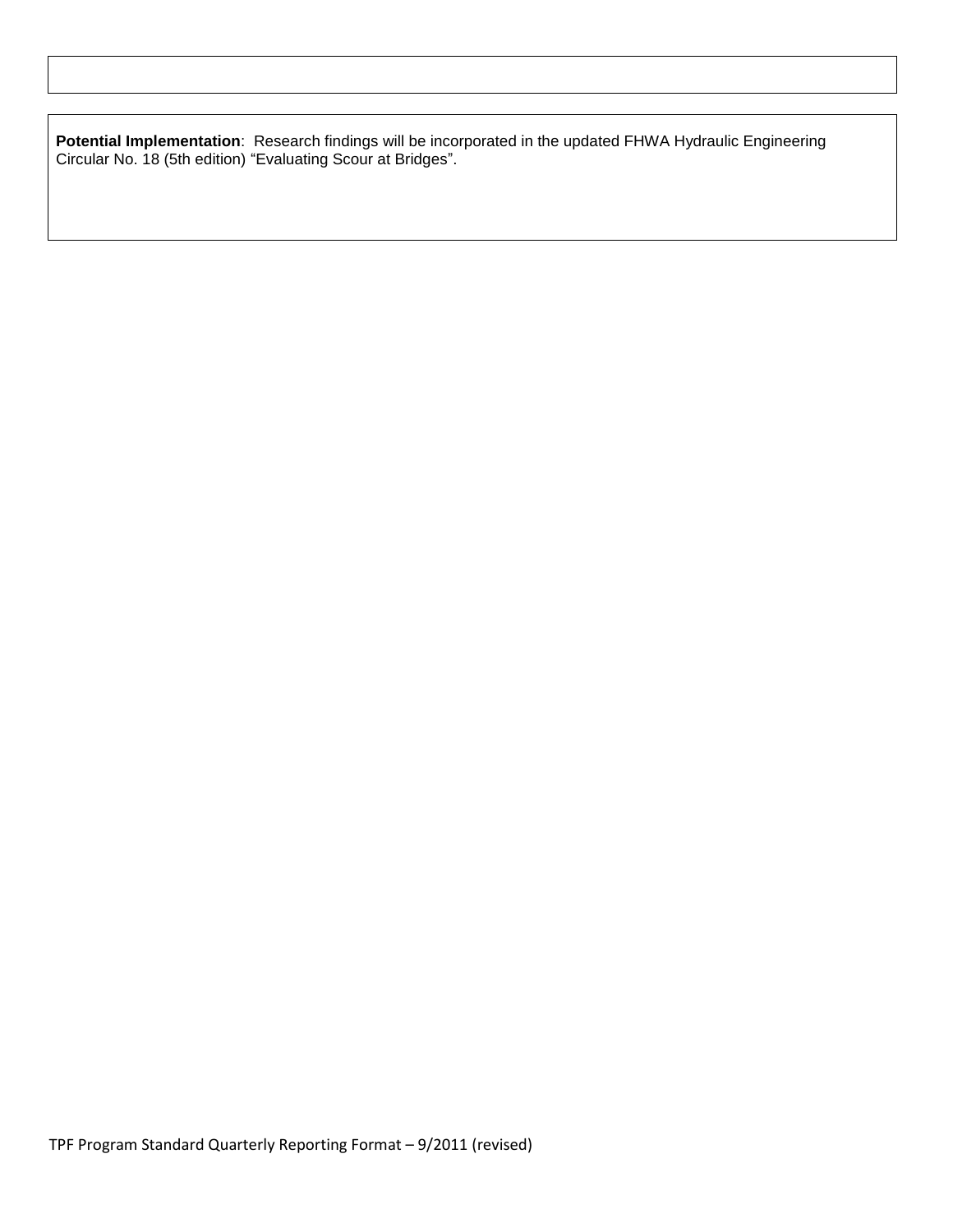**Potential Implementation**: Research findings will be incorporated in the updated FHWA Hydraulic Engineering Circular No. 18 (5th edition) “Evaluating Scour at Bridges”.